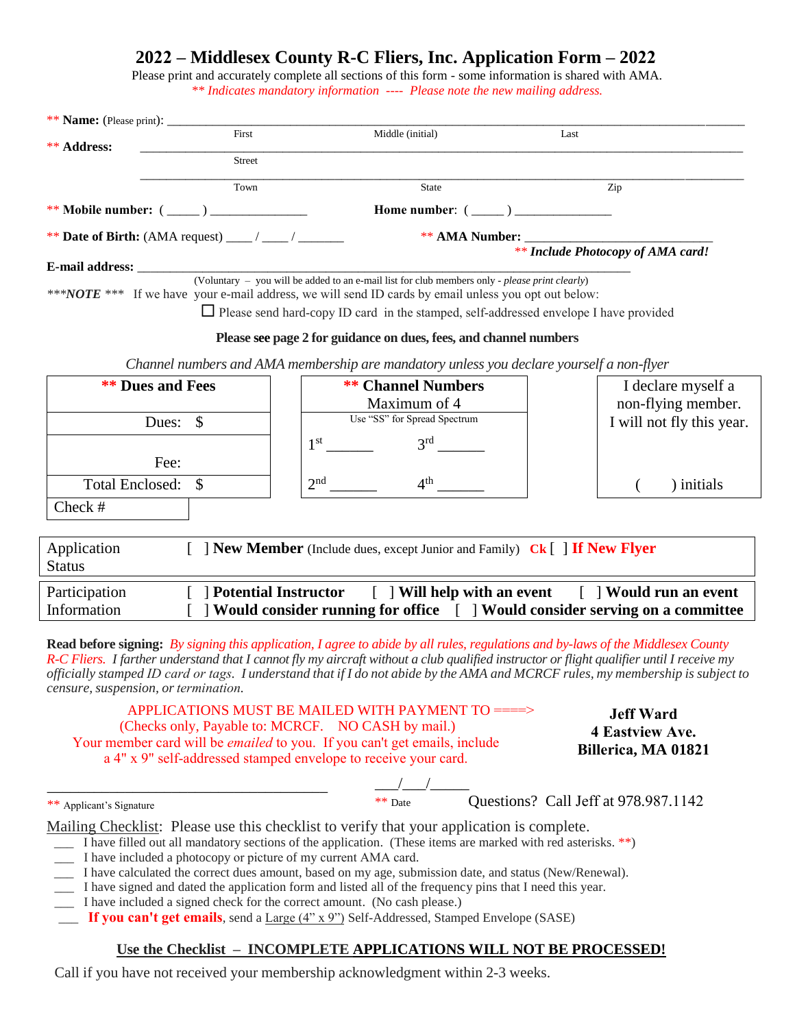# 2022 – Middlesex County R-C Fliers, Inc. Application Form – 2022

Please print and accurately complete all sections of this form - some information is shared with AMA.

*\*\* Indicates mandatory information ---- Please note the new mailing address.*

\*\* **Name:** (Please print): ______________________________________________
First Middle (initial) Last

\*\* **Address:** ______________________________________________
Street

______________________________________________
Town State Zip

\*\* **Mobile number:** ( _____ ) _______________ **Home number**: ( _____ ) _______________

\*\* **Date of Birth:** (AMA request) ____ / ____ / _______ \*\* **AMA Number:** ___________________________

\*\* ***Include Photocopy of AMA card!***

**E-mail address:** ______________________________________________
(Voluntary – you will be added to an e-mail list for club members only - *please print clearly*)

\*\*\****NOTE*** \*\*\* If we have your e-mail address, we will send ID cards by email unless you opt out below:

☐ Please send hard-copy ID card in the stamped, self-addressed envelope I have provided

**Please see page 2 for guidance on dues, fees, and channel numbers**

*Channel numbers and AMA membership are mandatory unless you declare yourself a non-flyer*

| \*\* **Dues and Fees** |
|---|
| Dues: $ |
| Fee: |
| Total Enclosed: $ |
| Check # |

| \*\* **Channel Numbers** Maximum of 4 | |
|---|---|
| Use "SS" for Spread Spectrum | |
| 1st _______ | 3rd _______ |
| 2nd _______ | 4th _______ |

| I declare myself a non-flying member. I will not fly this year. |
|---|
| (       ) initials |

| | |
|---|---|
| Application Status | [ ] **New Member** (Include dues, except Junior and Family) **Ck** [ ] **If New Flyer** |
| Participation Information | [ ] **Potential Instructor** [ ] **Will help with an event** [ ] **Would run an event** [ ] **Would consider running for office** [ ] **Would consider serving on a committee** |

**Read before signing:** *By signing this application, I agree to abide by all rules, regulations and by-laws of the Middlesex County R-C Fliers. I farther understand that I cannot fly my aircraft without a club qualified instructor or flight qualifier until I receive my officially stamped ID card or tags. I understand that if I do not abide by the AMA and MCRCF rules, my membership is subject to censure, suspension, or termination.*

APPLICATIONS MUST BE MAILED WITH PAYMENT TO ====>
(Checks only, Payable to: MCRCF. NO CASH by mail.)
Your member card will be *emailed* to you. If you can't get emails, include a 4" x 9" self-addressed stamped envelope to receive your card.

**Jeff Ward**
**4 Eastview Ave.**
**Billerica, MA 01821**

______________________________ ___/___/_____
\*\* Applicant's Signature \*\* Date Questions? Call Jeff at 978.987.1142

Mailing Checklist: Please use this checklist to verify that your application is complete.

- ___ I have filled out all mandatory sections of the application. (These items are marked with red asterisks. \*\*)
- ___ I have included a photocopy or picture of my current AMA card.
- ___ I have calculated the correct dues amount, based on my age, submission date, and status (New/Renewal).
- ___ I have signed and dated the application form and listed all of the frequency pins that I need this year.
- ___ I have included a signed check for the correct amount. (No cash please.)
- ___ **If you can't get emails**, send a Large (4" x 9") Self-Addressed, Stamped Envelope (SASE)

**Use the Checklist – INCOMPLETE APPLICATIONS WILL NOT BE PROCESSED!**

Call if you have not received your membership acknowledgment within 2-3 weeks.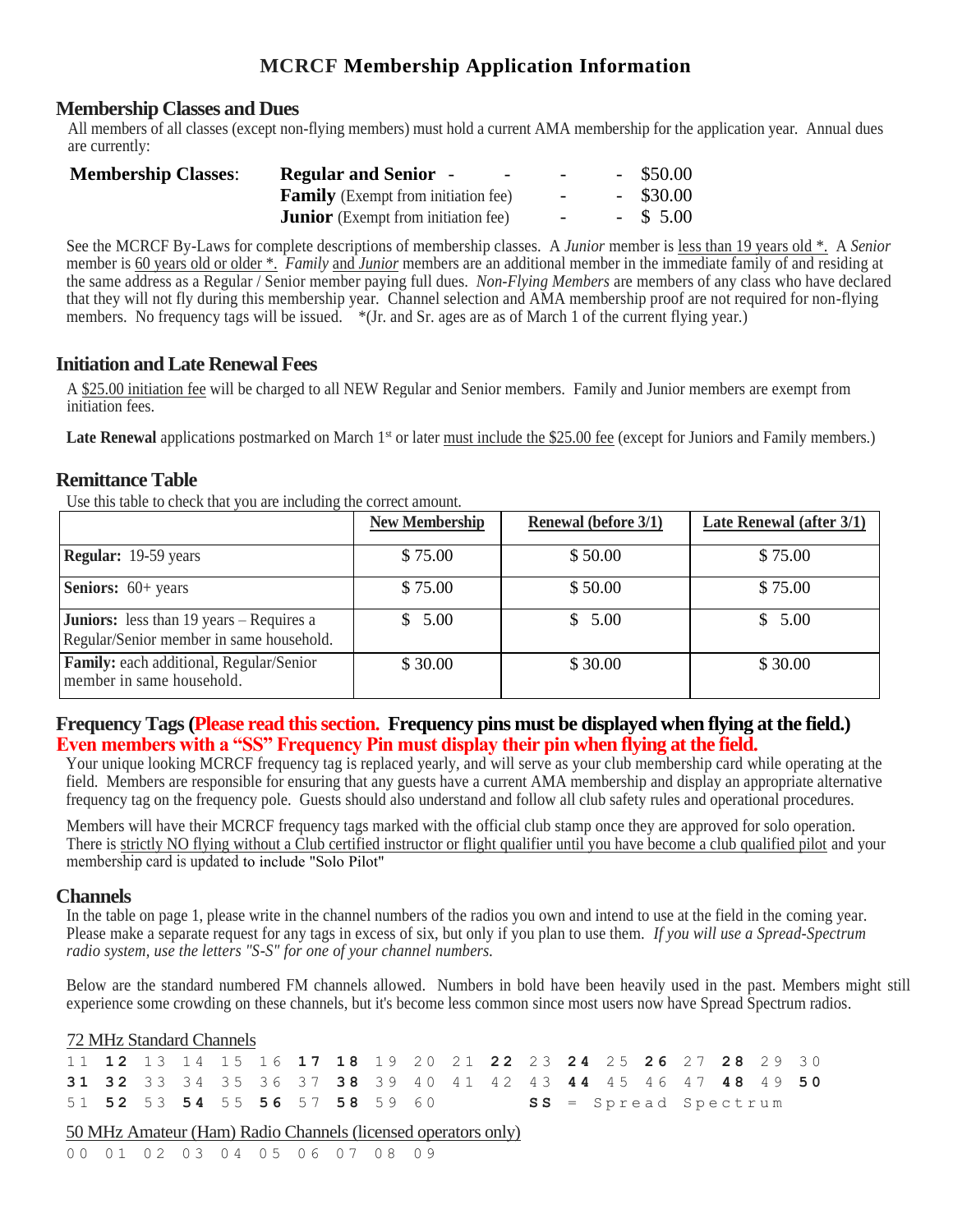# MCRCF Membership Application Information

## Membership Classes and Dues

All members of all classes (except non-flying members) must hold a current AMA membership for the application year. Annual dues are currently:

| | | |
|---|---|---|
| **Membership Classes**: | **Regular and Senior** - - - - | $50.00 |
| | **Family** (Exempt from initiation fee) - - | $30.00 |
| | **Junior** (Exempt from initiation fee) - - | $ 5.00 |

See the MCRCF By-Laws for complete descriptions of membership classes. A *Junior* member is less than 19 years old *. A *Senior* member is 60 years old or older *. *Family* and *Junior* members are an additional member in the immediate family of and residing at the same address as a Regular / Senior member paying full dues. *Non-Flying Members* are members of any class who have declared that they will not fly during this membership year. Channel selection and AMA membership proof are not required for non-flying members. No frequency tags will be issued. *(Jr. and Sr. ages are as of March 1 of the current flying year.)

## Initiation and Late Renewal Fees

A $25.00 initiation fee will be charged to all NEW Regular and Senior members. Family and Junior members are exempt from initiation fees.

**Late Renewal** applications postmarked on March 1st or later must include the $25.00 fee (except for Juniors and Family members.)

## Remittance Table

Use this table to check that you are including the correct amount.

| | New Membership | Renewal (before 3/1) | Late Renewal (after 3/1) |
|---|---|---|---|
| **Regular:** 19-59 years | $ 75.00 | $ 50.00 | $ 75.00 |
| **Seniors:** 60+ years | $ 75.00 | $ 50.00 | $ 75.00 |
| **Juniors:** less than 19 years – Requires a Regular/Senior member in same household. | $ 5.00 | $ 5.00 | $ 5.00 |
| **Family:** each additional, Regular/Senior member in same household. | $ 30.00 | $ 30.00 | $ 30.00 |

## Frequency Tags (Please read this section. Frequency pins must be displayed when flying at the field.) Even members with a "SS" Frequency Pin must display their pin when flying at the field.

Your unique looking MCRCF frequency tag is replaced yearly, and will serve as your club membership card while operating at the field. Members are responsible for ensuring that any guests have a current AMA membership and display an appropriate alternative frequency tag on the frequency pole. Guests should also understand and follow all club safety rules and operational procedures.

Members will have their MCRCF frequency tags marked with the official club stamp once they are approved for solo operation. There is strictly NO flying without a Club certified instructor or flight qualifier until you have become a club qualified pilot and your membership card is updated to include "Solo Pilot"

## Channels

In the table on page 1, please write in the channel numbers of the radios you own and intend to use at the field in the coming year. Please make a separate request for any tags in excess of six, but only if you plan to use them. *If you will use a Spread-Spectrum radio system, use the letters "S-S" for one of your channel numbers.*

Below are the standard numbered FM channels allowed. Numbers in bold have been heavily used in the past. Members might still experience some crowding on these channels, but it's become less common since most users now have Spread Spectrum radios.

72 MHz Standard Channels

11 **12** 13 14 15 16 **17** **18** 19 20 21 **22** 23 **24** 25 **26** 27 **28** 29 30
**31** **32** 33 34 35 36 37 **38** 39 40 41 42 43 **44** 45 46 47 **48** 49 **50**
51 **52** 53 **54** 55 **56** 57 **58** 59 60 **SS** = Spread Spectrum

50 MHz Amateur (Ham) Radio Channels (licensed operators only)

00 01 02 03 04 05 06 07 08 09